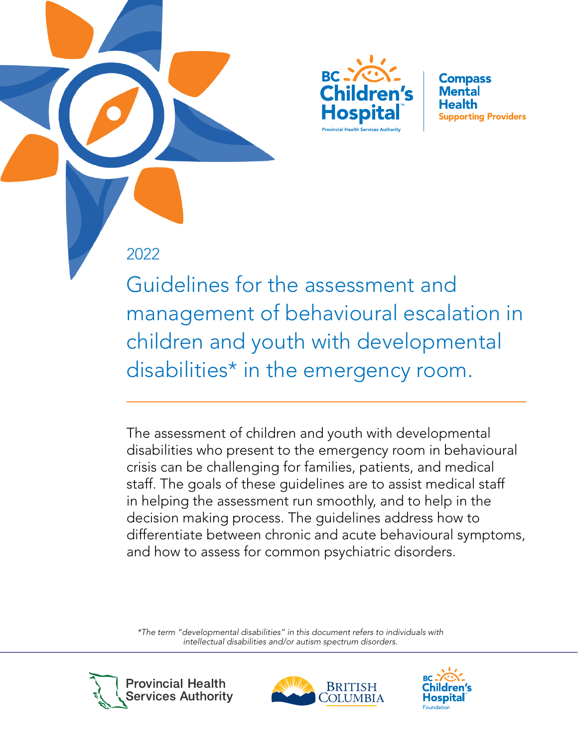BC Children's Hospital
Provincial Health Services Authority

Compass Mental Health
Supporting Providers

2022

# Guidelines for the assessment and management of behavioural escalation in children and youth with developmental disabilities* in the emergency room.

The assessment of children and youth with developmental disabilities who present to the emergency room in behavioural crisis can be challenging for families, patients, and medical staff. The goals of these guidelines are to assist medical staff in helping the assessment run smoothly, and to help in the decision making process. The guidelines address how to differentiate between chronic and acute behavioural symptoms, and how to assess for common psychiatric disorders.

*\*The term "developmental disabilities" in this document refers to individuals with intellectual disabilities and/or autism spectrum disorders.*

Provincial Health Services Authority

British Columbia

BC Children's Hospital Foundation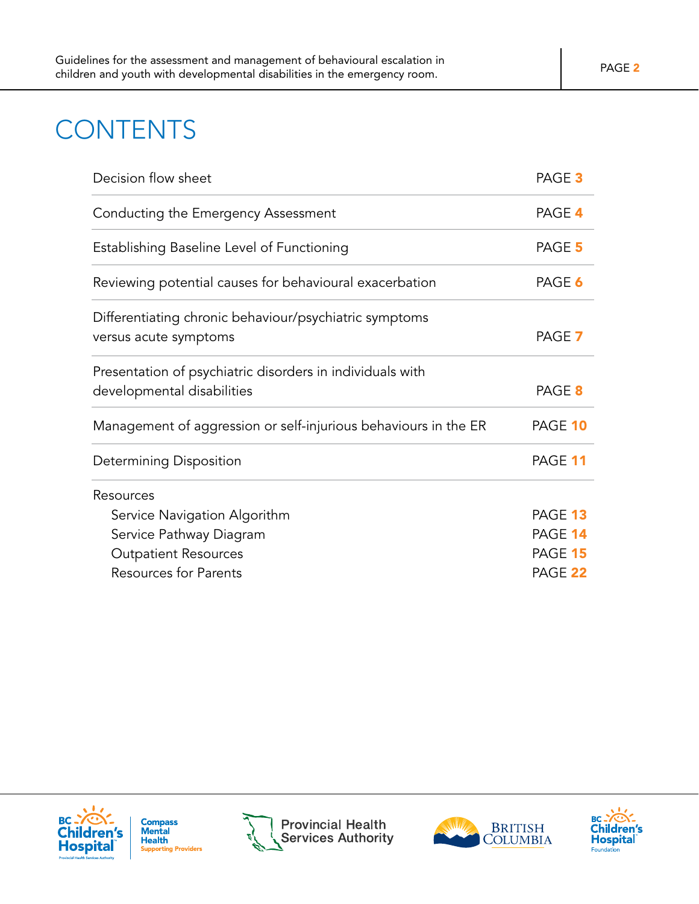# CONTENTS

| | |
|---|---|
| Decision flow sheet | PAGE 3 |
| Conducting the Emergency Assessment | PAGE 4 |
| Establishing Baseline Level of Functioning | PAGE 5 |
| Reviewing potential causes for behavioural exacerbation | PAGE 6 |
| Differentiating chronic behaviour/psychiatric symptoms versus acute symptoms | PAGE 7 |
| Presentation of psychiatric disorders in individuals with developmental disabilities | PAGE 8 |
| Management of aggression or self-injurious behaviours in the ER | PAGE 10 |
| Determining Disposition | PAGE 11 |
| Resources | |
| Service Navigation Algorithm | PAGE 13 |
| Service Pathway Diagram | PAGE 14 |
| Outpatient Resources | PAGE 15 |
| Resources for Parents | PAGE 22 |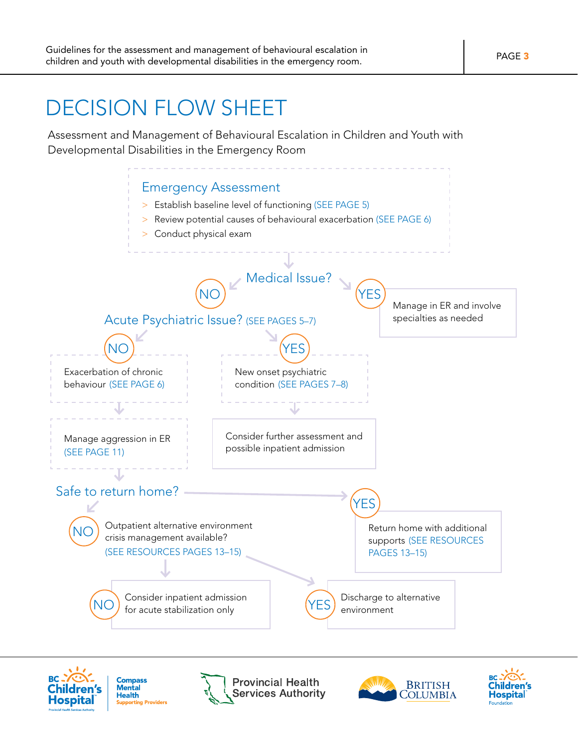# DECISION FLOW SHEET

Assessment and Management of Behavioural Escalation in Children and Youth with Developmental Disabilities in the Emergency Room

## Emergency Assessment

- Establish baseline level of functioning (SEE PAGE 5)
- Review potential causes of behavioural exacerbation (SEE PAGE 6)
- Conduct physical exam

**Medical Issue?**

- **YES** → Manage in ER and involve specialties as needed
- **NO** → **Acute Psychiatric Issue?** (SEE PAGES 5–7)
  - **YES** → New onset psychiatric condition (SEE PAGES 7–8) → Consider further assessment and possible inpatient admission
  - **NO** → Exacerbation of chronic behaviour (SEE PAGE 6) → Manage aggression in ER (SEE PAGE 11) → **Safe to return home?**
    - **YES** → Return home with additional supports (SEE RESOURCES PAGES 13–15)
    - **NO** → Outpatient alternative environment crisis management available? (SEE RESOURCES PAGES 13–15)
      - **YES** → Discharge to alternative environment
      - **NO** → Consider inpatient admission for acute stabilization only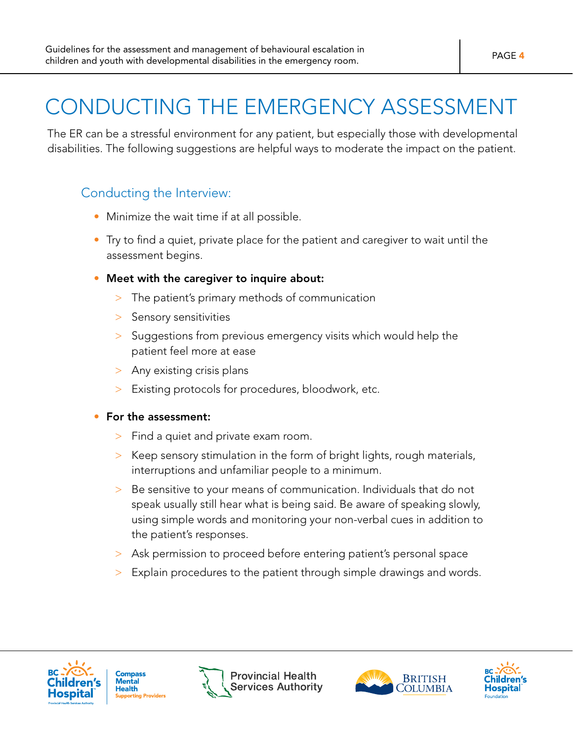# CONDUCTING THE EMERGENCY ASSESSMENT

The ER can be a stressful environment for any patient, but especially those with developmental disabilities. The following suggestions are helpful ways to moderate the impact on the patient.

## Conducting the Interview:

- Minimize the wait time if at all possible.
- Try to find a quiet, private place for the patient and caregiver to wait until the assessment begins.
- **Meet with the caregiver to inquire about:**
  - The patient's primary methods of communication
  - Sensory sensitivities
  - Suggestions from previous emergency visits which would help the patient feel more at ease
  - Any existing crisis plans
  - Existing protocols for procedures, bloodwork, etc.
- **For the assessment:**
  - Find a quiet and private exam room.
  - Keep sensory stimulation in the form of bright lights, rough materials, interruptions and unfamiliar people to a minimum.
  - Be sensitive to your means of communication. Individuals that do not speak usually still hear what is being said. Be aware of speaking slowly, using simple words and monitoring your non-verbal cues in addition to the patient's responses.
  - Ask permission to proceed before entering patient's personal space
  - Explain procedures to the patient through simple drawings and words.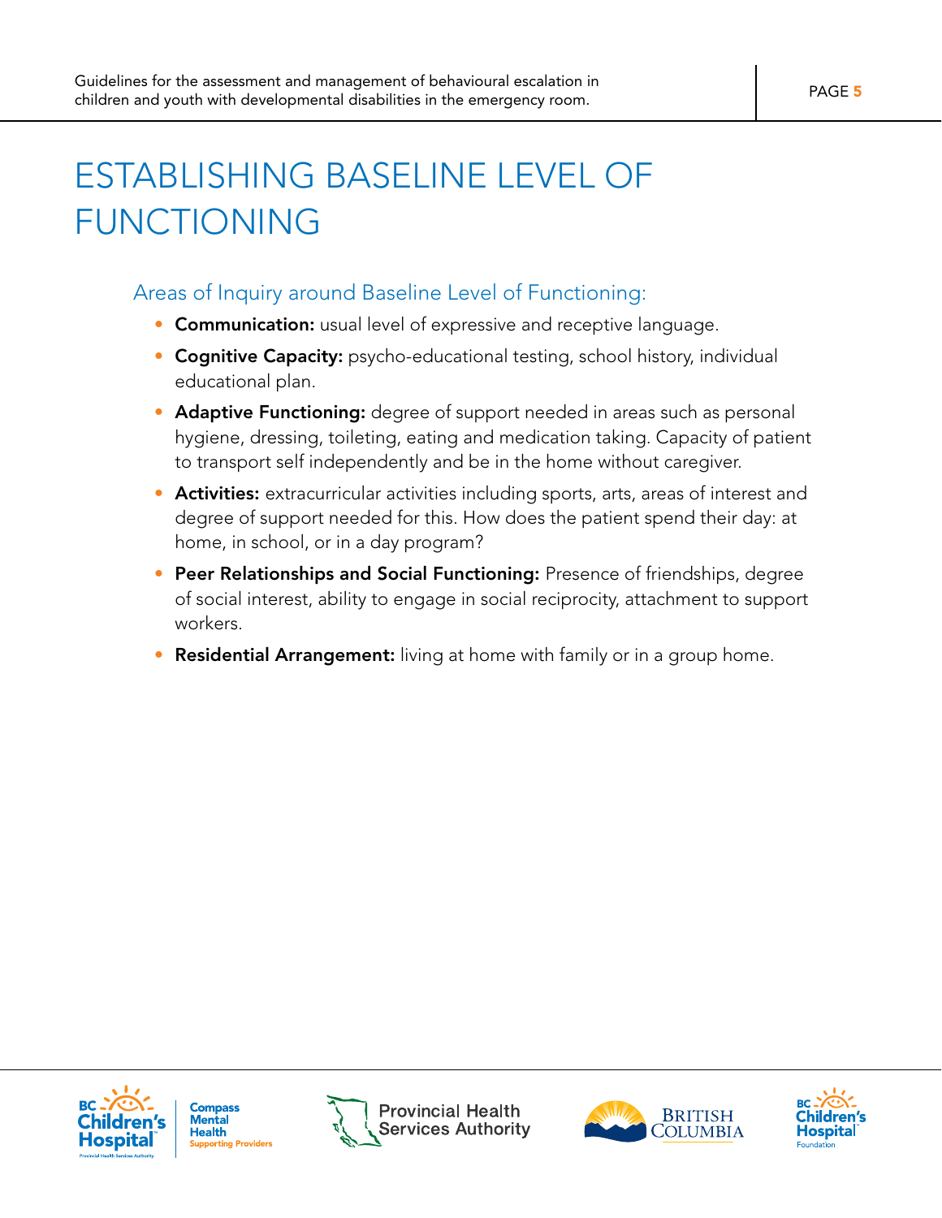# ESTABLISHING BASELINE LEVEL OF FUNCTIONING

## Areas of Inquiry around Baseline Level of Functioning:

- **Communication:** usual level of expressive and receptive language.
- **Cognitive Capacity:** psycho-educational testing, school history, individual educational plan.
- **Adaptive Functioning:** degree of support needed in areas such as personal hygiene, dressing, toileting, eating and medication taking. Capacity of patient to transport self independently and be in the home without caregiver.
- **Activities:** extracurricular activities including sports, arts, areas of interest and degree of support needed for this. How does the patient spend their day: at home, in school, or in a day program?
- **Peer Relationships and Social Functioning:** Presence of friendships, degree of social interest, ability to engage in social reciprocity, attachment to support workers.
- **Residential Arrangement:** living at home with family or in a group home.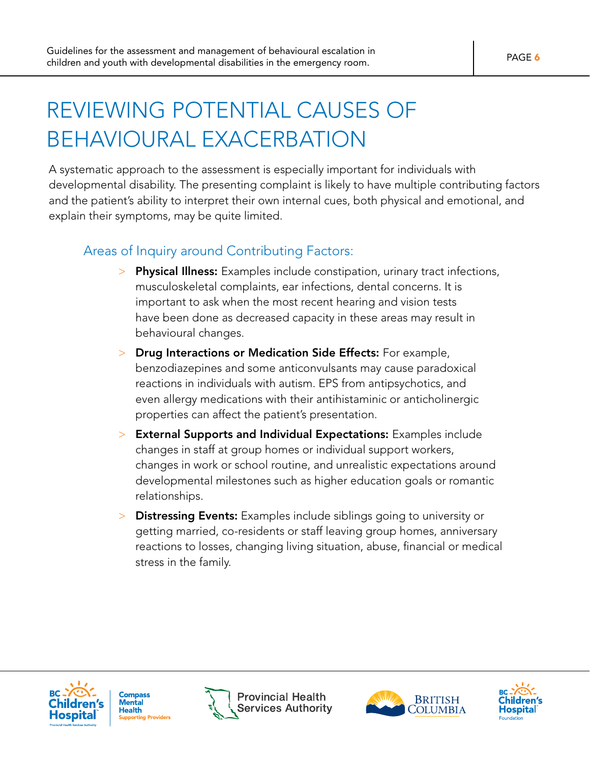# REVIEWING POTENTIAL CAUSES OF BEHAVIOURAL EXACERBATION

A systematic approach to the assessment is especially important for individuals with developmental disability. The presenting complaint is likely to have multiple contributing factors and the patient's ability to interpret their own internal cues, both physical and emotional, and explain their symptoms, may be quite limited.

## Areas of Inquiry around Contributing Factors:

- **Physical Illness:** Examples include constipation, urinary tract infections, musculoskeletal complaints, ear infections, dental concerns. It is important to ask when the most recent hearing and vision tests have been done as decreased capacity in these areas may result in behavioural changes.
- **Drug Interactions or Medication Side Effects:** For example, benzodiazepines and some anticonvulsants may cause paradoxical reactions in individuals with autism. EPS from antipsychotics, and even allergy medications with their antihistaminic or anticholinergic properties can affect the patient's presentation.
- **External Supports and Individual Expectations:** Examples include changes in staff at group homes or individual support workers, changes in work or school routine, and unrealistic expectations around developmental milestones such as higher education goals or romantic relationships.
- **Distressing Events:** Examples include siblings going to university or getting married, co-residents or staff leaving group homes, anniversary reactions to losses, changing living situation, abuse, financial or medical stress in the family.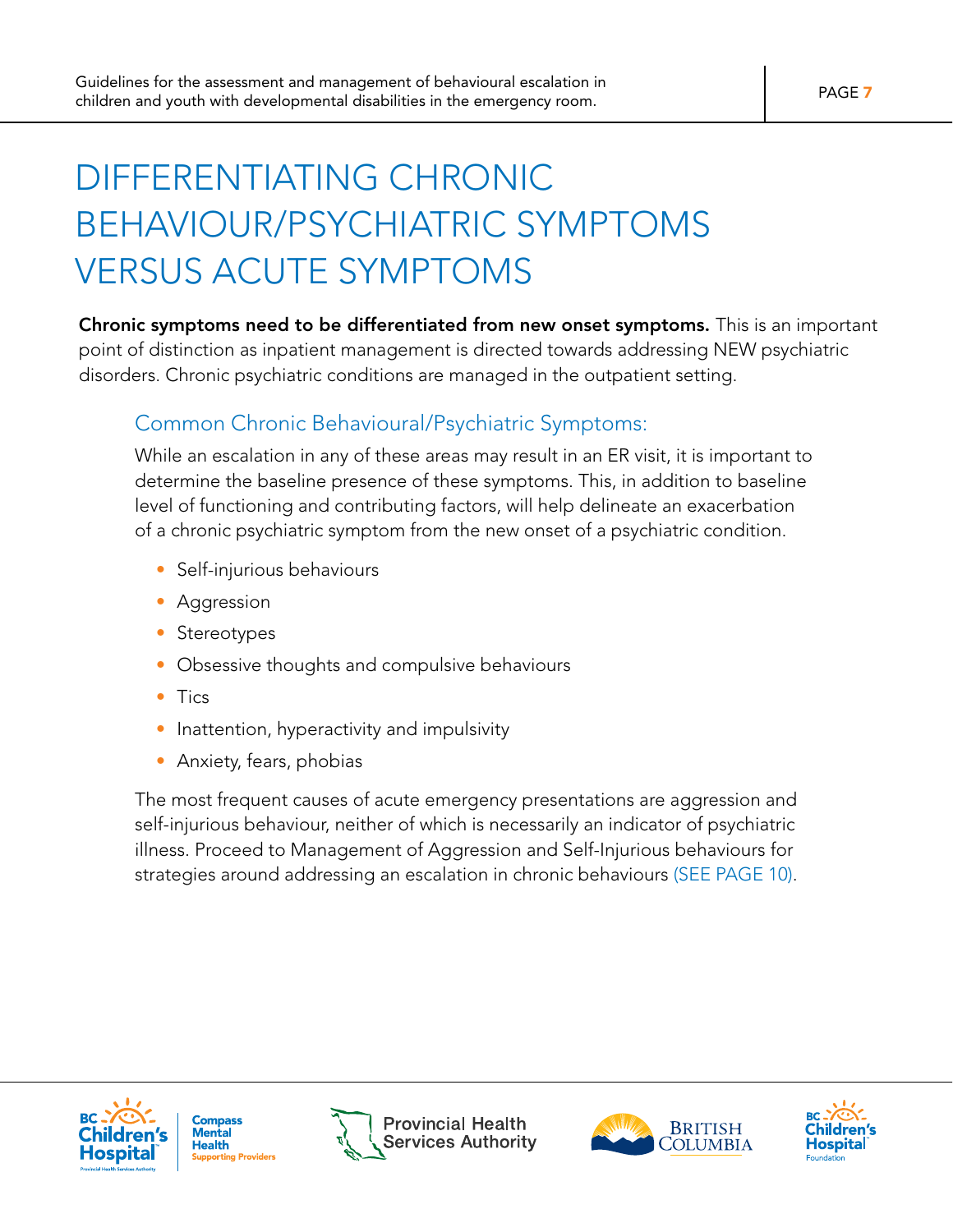# DIFFERENTIATING CHRONIC BEHAVIOUR/PSYCHIATRIC SYMPTOMS VERSUS ACUTE SYMPTOMS

**Chronic symptoms need to be differentiated from new onset symptoms.** This is an important point of distinction as inpatient management is directed towards addressing NEW psychiatric disorders. Chronic psychiatric conditions are managed in the outpatient setting.

## Common Chronic Behavioural/Psychiatric Symptoms:

While an escalation in any of these areas may result in an ER visit, it is important to determine the baseline presence of these symptoms. This, in addition to baseline level of functioning and contributing factors, will help delineate an exacerbation of a chronic psychiatric symptom from the new onset of a psychiatric condition.

- Self-injurious behaviours
- Aggression
- Stereotypes
- Obsessive thoughts and compulsive behaviours
- Tics
- Inattention, hyperactivity and impulsivity
- Anxiety, fears, phobias

The most frequent causes of acute emergency presentations are aggression and self-injurious behaviour, neither of which is necessarily an indicator of psychiatric illness. Proceed to Management of Aggression and Self-Injurious behaviours for strategies around addressing an escalation in chronic behaviours (SEE PAGE 10).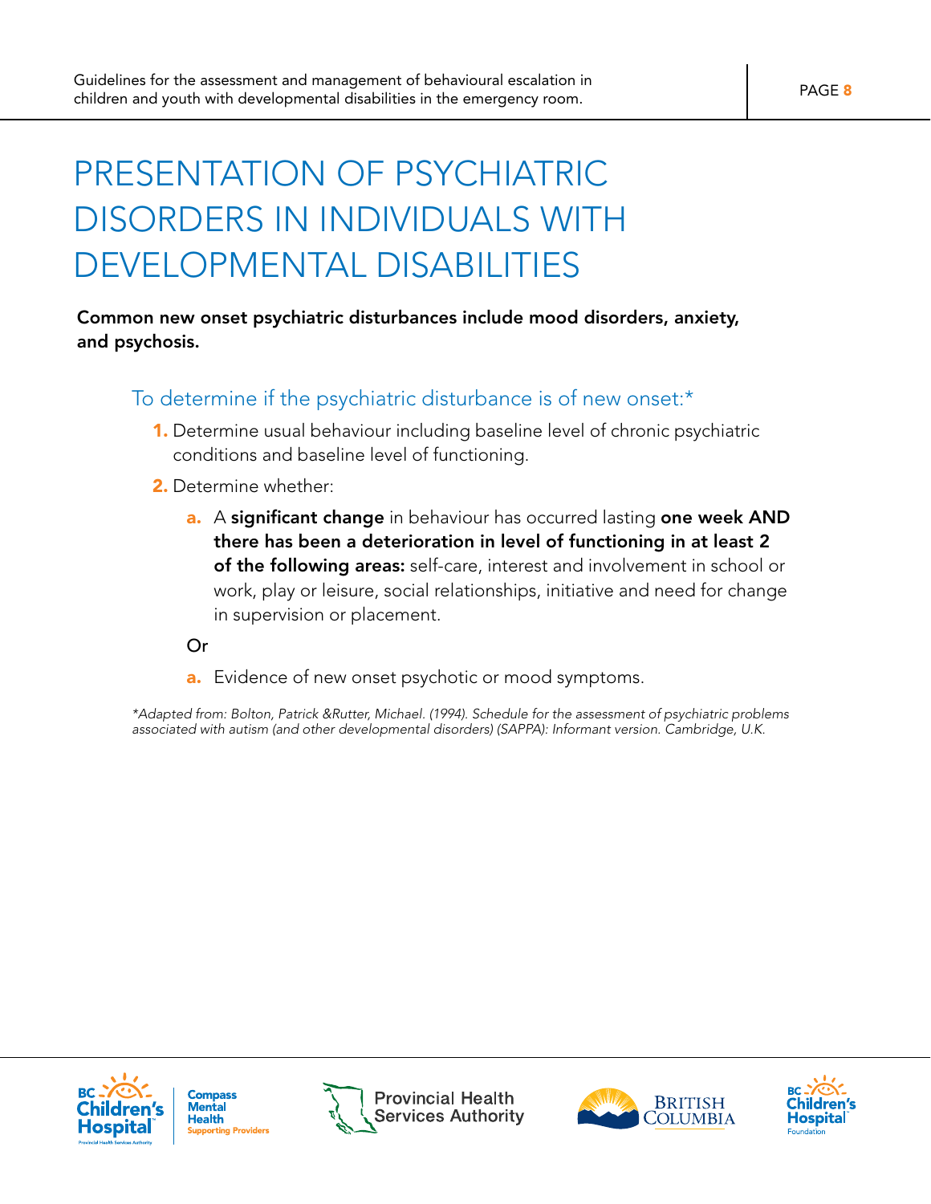# PRESENTATION OF PSYCHIATRIC DISORDERS IN INDIVIDUALS WITH DEVELOPMENTAL DISABILITIES

**Common new onset psychiatric disturbances include mood disorders, anxiety, and psychosis.**

## To determine if the psychiatric disturbance is of new onset:*

1. Determine usual behaviour including baseline level of chronic psychiatric conditions and baseline level of functioning.
2. Determine whether:

   a. A **significant change** in behaviour has occurred lasting **one week AND there has been a deterioration in level of functioning in at least 2 of the following areas:** self-care, interest and involvement in school or work, play or leisure, social relationships, initiative and need for change in supervision or placement.

   Or

   a. Evidence of new onset psychotic or mood symptoms.

*\*Adapted from: Bolton, Patrick &Rutter, Michael. (1994). Schedule for the assessment of psychiatric problems associated with autism (and other developmental disorders) (SAPPA): Informant version. Cambridge, U.K.*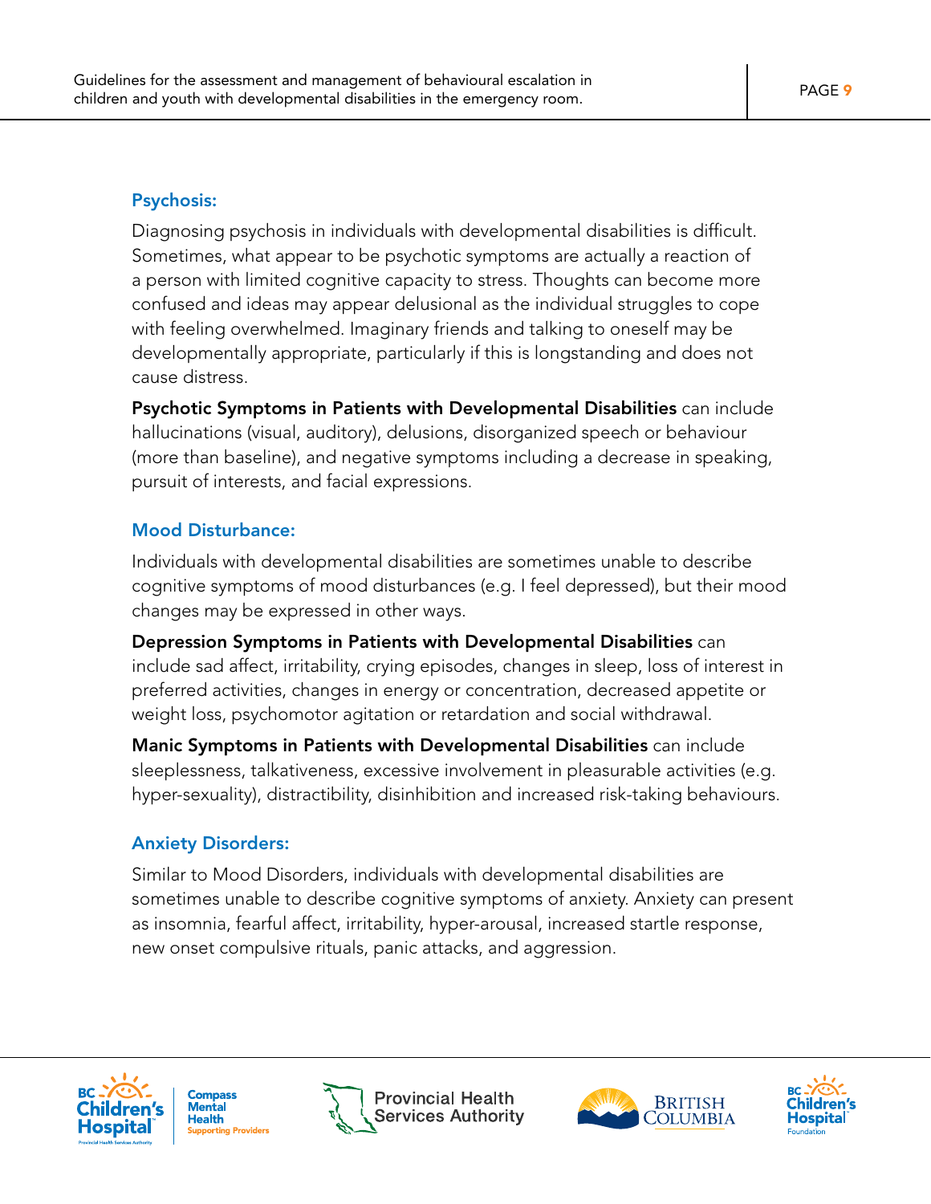### Psychosis:

Diagnosing psychosis in individuals with developmental disabilities is difficult. Sometimes, what appear to be psychotic symptoms are actually a reaction of a person with limited cognitive capacity to stress. Thoughts can become more confused and ideas may appear delusional as the individual struggles to cope with feeling overwhelmed. Imaginary friends and talking to oneself may be developmentally appropriate, particularly if this is longstanding and does not cause distress.

**Psychotic Symptoms in Patients with Developmental Disabilities** can include hallucinations (visual, auditory), delusions, disorganized speech or behaviour (more than baseline), and negative symptoms including a decrease in speaking, pursuit of interests, and facial expressions.

### Mood Disturbance:

Individuals with developmental disabilities are sometimes unable to describe cognitive symptoms of mood disturbances (e.g. I feel depressed), but their mood changes may be expressed in other ways.

**Depression Symptoms in Patients with Developmental Disabilities** can include sad affect, irritability, crying episodes, changes in sleep, loss of interest in preferred activities, changes in energy or concentration, decreased appetite or weight loss, psychomotor agitation or retardation and social withdrawal.

**Manic Symptoms in Patients with Developmental Disabilities** can include sleeplessness, talkativeness, excessive involvement in pleasurable activities (e.g. hyper-sexuality), distractibility, disinhibition and increased risk-taking behaviours.

### Anxiety Disorders:

Similar to Mood Disorders, individuals with developmental disabilities are sometimes unable to describe cognitive symptoms of anxiety. Anxiety can present as insomnia, fearful affect, irritability, hyper-arousal, increased startle response, new onset compulsive rituals, panic attacks, and aggression.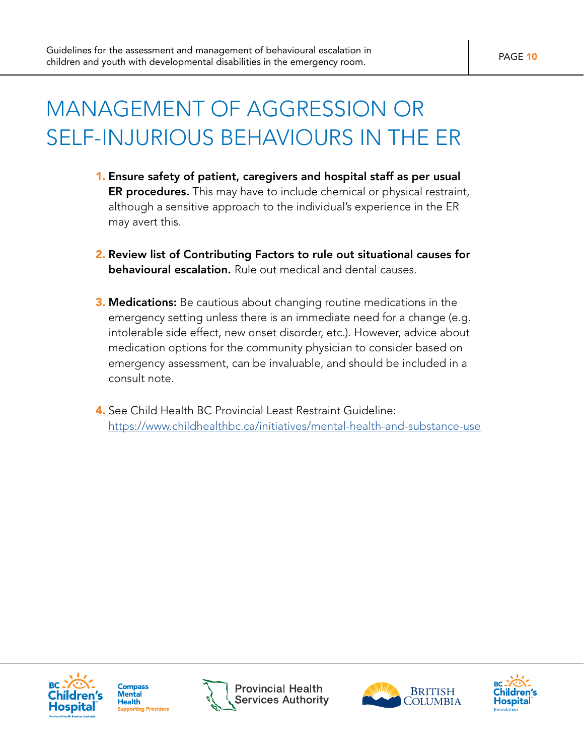# MANAGEMENT OF AGGRESSION OR SELF-INJURIOUS BEHAVIOURS IN THE ER

1. **Ensure safety of patient, caregivers and hospital staff as per usual ER procedures.** This may have to include chemical or physical restraint, although a sensitive approach to the individual's experience in the ER may avert this.

2. **Review list of Contributing Factors to rule out situational causes for behavioural escalation.** Rule out medical and dental causes.

3. **Medications:** Be cautious about changing routine medications in the emergency setting unless there is an immediate need for a change (e.g. intolerable side effect, new onset disorder, etc.). However, advice about medication options for the community physician to consider based on emergency assessment, can be invaluable, and should be included in a consult note.

4. See Child Health BC Provincial Least Restraint Guideline: https://www.childhealthbc.ca/initiatives/mental-health-and-substance-use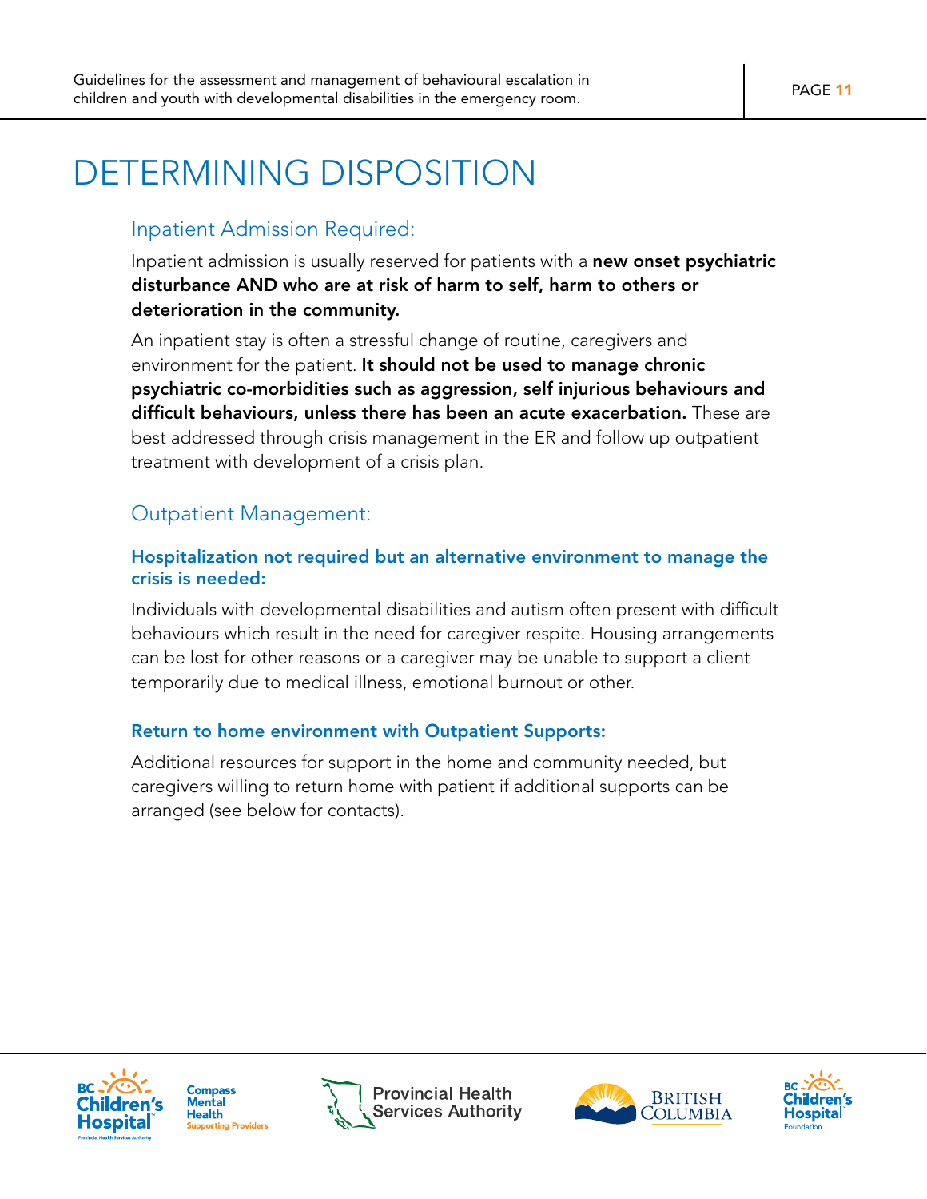# DETERMINING DISPOSITION

## Inpatient Admission Required:

Inpatient admission is usually reserved for patients with a **new onset psychiatric disturbance AND who are at risk of harm to self, harm to others or deterioration in the community.**

An inpatient stay is often a stressful change of routine, caregivers and environment for the patient. **It should not be used to manage chronic psychiatric co-morbidities such as aggression, self injurious behaviours and difficult behaviours, unless there has been an acute exacerbation.** These are best addressed through crisis management in the ER and follow up outpatient treatment with development of a crisis plan.

## Outpatient Management:

### Hospitalization not required but an alternative environment to manage the crisis is needed:

Individuals with developmental disabilities and autism often present with difficult behaviours which result in the need for caregiver respite. Housing arrangements can be lost for other reasons or a caregiver may be unable to support a client temporarily due to medical illness, emotional burnout or other.

### Return to home environment with Outpatient Supports:

Additional resources for support in the home and community needed, but caregivers willing to return home with patient if additional supports can be arranged (see below for contacts).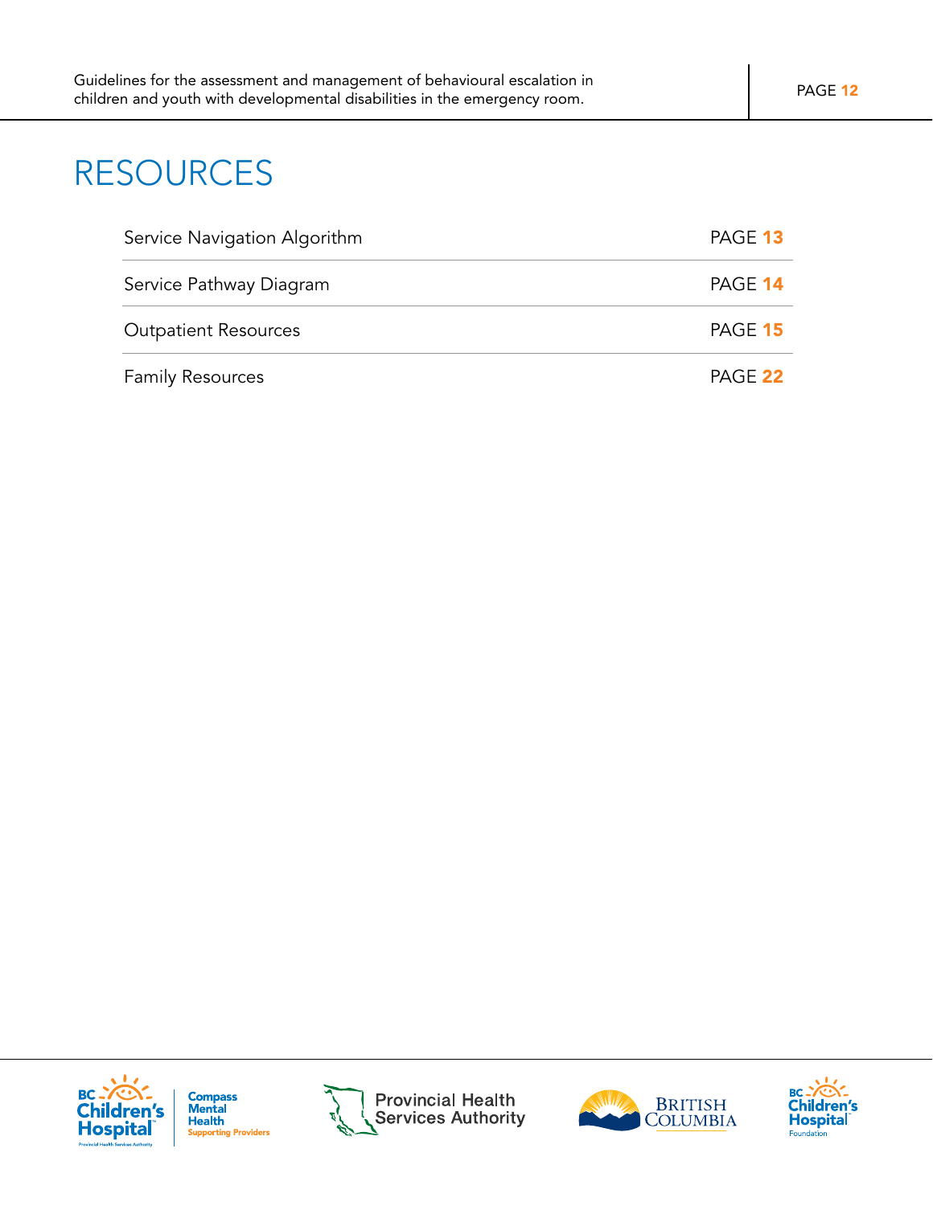# RESOURCES

| | |
|---|---|
| Service Navigation Algorithm | PAGE 13 |
| Service Pathway Diagram | PAGE 14 |
| Outpatient Resources | PAGE 15 |
| Family Resources | PAGE 22 |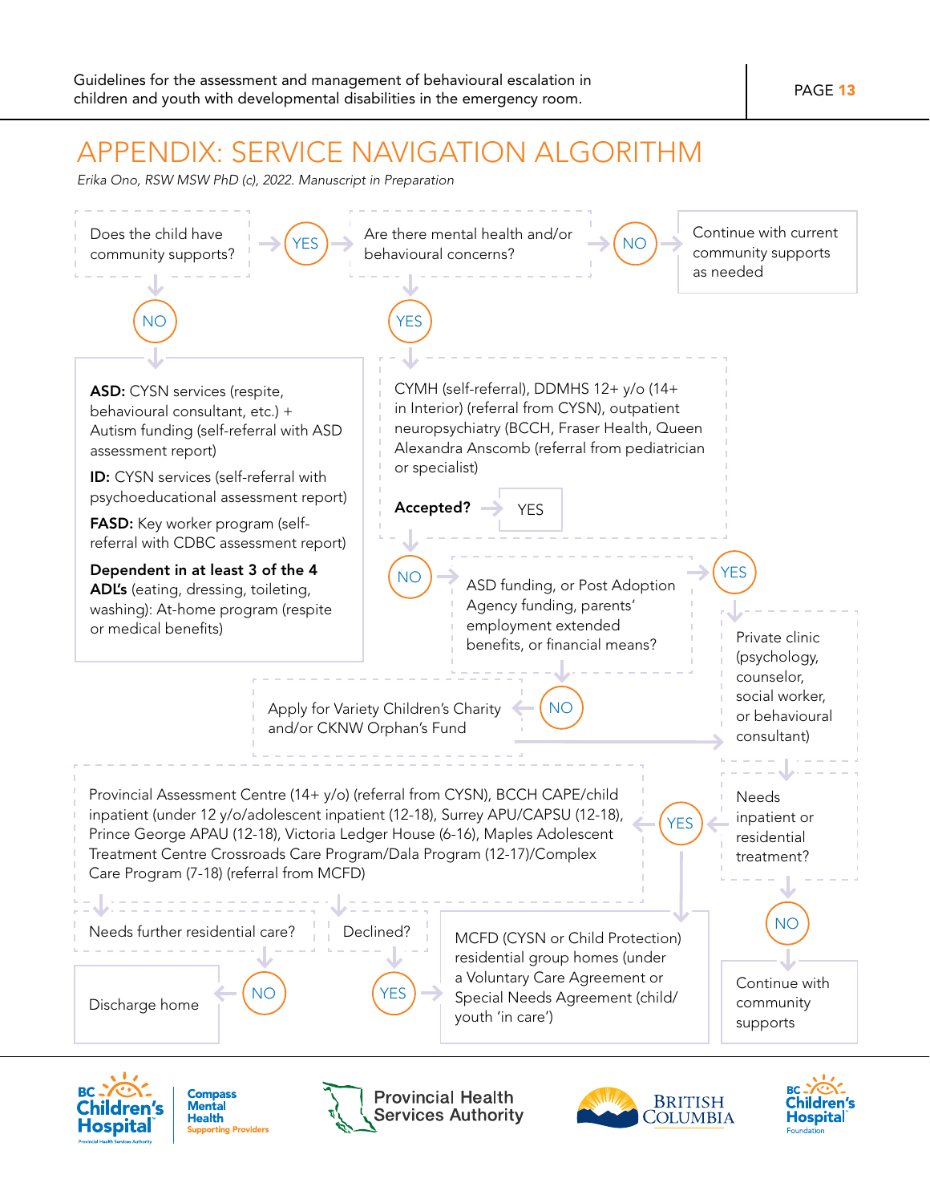# APPENDIX: SERVICE NAVIGATION ALGORITHM

*Erika Ono, RSW MSW PhD (c), 2022. Manuscript in Preparation*

**Does the child have community supports?**

- **YES** → **Are there mental health and/or behavioural concerns?**
  - **NO** → Continue with current community supports as needed
  - **YES** → CYMH (self-referral), DDMHS 12+ y/o (14+ in Interior) (referral from CYSN), outpatient neuropsychiatry (BCCH, Fraser Health, Queen Alexandra Anscomb (referral from pediatrician or specialist)
    - **Accepted?** → YES
    - **NO** → ASD funding, or Post Adoption Agency funding, parents' employment extended benefits, or financial means?
      - **NO** → Apply for Variety Children's Charity and/or CKNW Orphan's Fund → Private clinic
      - **YES** → Private clinic (psychology, counselor, social worker, or behavioural consultant)
        - **Needs inpatient or residential treatment?**
          - **NO** → Continue with community supports
          - **YES** → Provincial Assessment Centre (14+ y/o) (referral from CYSN), BCCH CAPE/child inpatient (under 12 y/o/adolescent inpatient (12-18), Surrey APU/CAPSU (12-18), Prince George APAU (12-18), Victoria Ledger House (6-16), Maples Adolescent Treatment Centre Crossroads Care Program/Dala Program (12-17)/Complex Care Program (7-18) (referral from MCFD)
            - **Needs further residential care?**
              - **NO** → Discharge home
            - **Declined?**
              - **YES** → MCFD (CYSN or Child Protection) residential group homes (under a Voluntary Care Agreement or Special Needs Agreement (child/youth 'in care')
          - **YES** → MCFD (CYSN or Child Protection) residential group homes (under a Voluntary Care Agreement or Special Needs Agreement (child/youth 'in care')
- **NO** →
  - **ASD:** CYSN services (respite, behavioural consultant, etc.) + Autism funding (self-referral with ASD assessment report)
  - **ID:** CYSN services (self-referral with psychoeducational assessment report)
  - **FASD:** Key worker program (self-referral with CDBC assessment report)
  - **Dependent in at least 3 of the 4 ADL's** (eating, dressing, toileting, washing): At-home program (respite or medical benefits)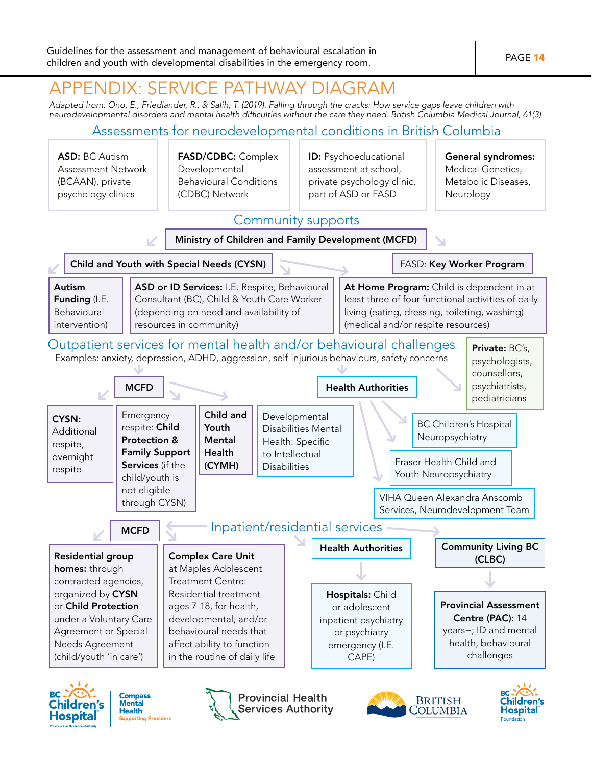# APPENDIX: SERVICE PATHWAY DIAGRAM

*Adapted from: Ono, E., Friedlander, R., & Salih, T. (2019). Falling through the cracks: How service gaps leave children with neurodevelopmental disorders and mental health difficulties without the care they need. British Columbia Medical Journal, 61(3).*

## Assessments for neurodevelopmental conditions in British Columbia

**ASD:** BC Autism Assessment Network (BCAAN), private psychology clinics

**FASD/CDBC:** Complex Developmental Behavioural Conditions (CDBC) Network

**ID:** Psychoeducational assessment at school, private psychology clinic, part of ASD or FASD

**General syndromes:** Medical Genetics, Metabolic Diseases, Neurology

## Community supports

**Ministry of Children and Family Development (MCFD)**

**Child and Youth with Special Needs (CYSN)**

- **Autism Funding** (I.E. Behavioural intervention)
- **ASD or ID Services:** I.E. Respite, Behavioural Consultant (BC), Child & Youth Care Worker (depending on need and availability of resources in community)

FASD: **Key Worker Program**

- **At Home Program:** Child is dependent in at least three of four functional activities of daily living (eating, dressing, toileting, washing) (medical and/or respite resources)

## Outpatient services for mental health and/or behavioural challenges

Examples: anxiety, depression, ADHD, aggression, self-injurious behaviours, safety concerns

**MCFD**

- **CYSN:** Additional respite, overnight respite
- Emergency respite: **Child Protection & Family Support Services** (if the child/youth is not eligible through CYSN)
- **Child and Youth Mental Health (CYMH)**
- Developmental Disabilities Mental Health: Specific to Intellectual Disabilities

**Health Authorities**

- BC Children's Hospital Neuropsychiatry
- Fraser Health Child and Youth Neuropsychiatry
- VIHA Queen Alexandra Anscomb Services, Neurodevelopment Team

**Private:** BC's, psychologists, counsellors, psychiatrists, pediatricians

## Inpatient/residential services

**MCFD**

- **Residential group homes:** through contracted agencies, organized by **CYSN** or **Child Protection** under a Voluntary Care Agreement or Special Needs Agreement (child/youth 'in care')
- **Complex Care Unit** at Maples Adolescent Treatment Centre: Residential treatment ages 7-18, for health, developmental, and/or behavioural needs that affect ability to function in the routine of daily life

**Health Authorities**

- **Hospitals:** Child or adolescent inpatient psychiatry or psychiatry emergency (I.E. CAPE)

**Community Living BC (CLBC)**

- **Provincial Assessment Centre (PAC):** 14 years+; ID and mental health, behavioural challenges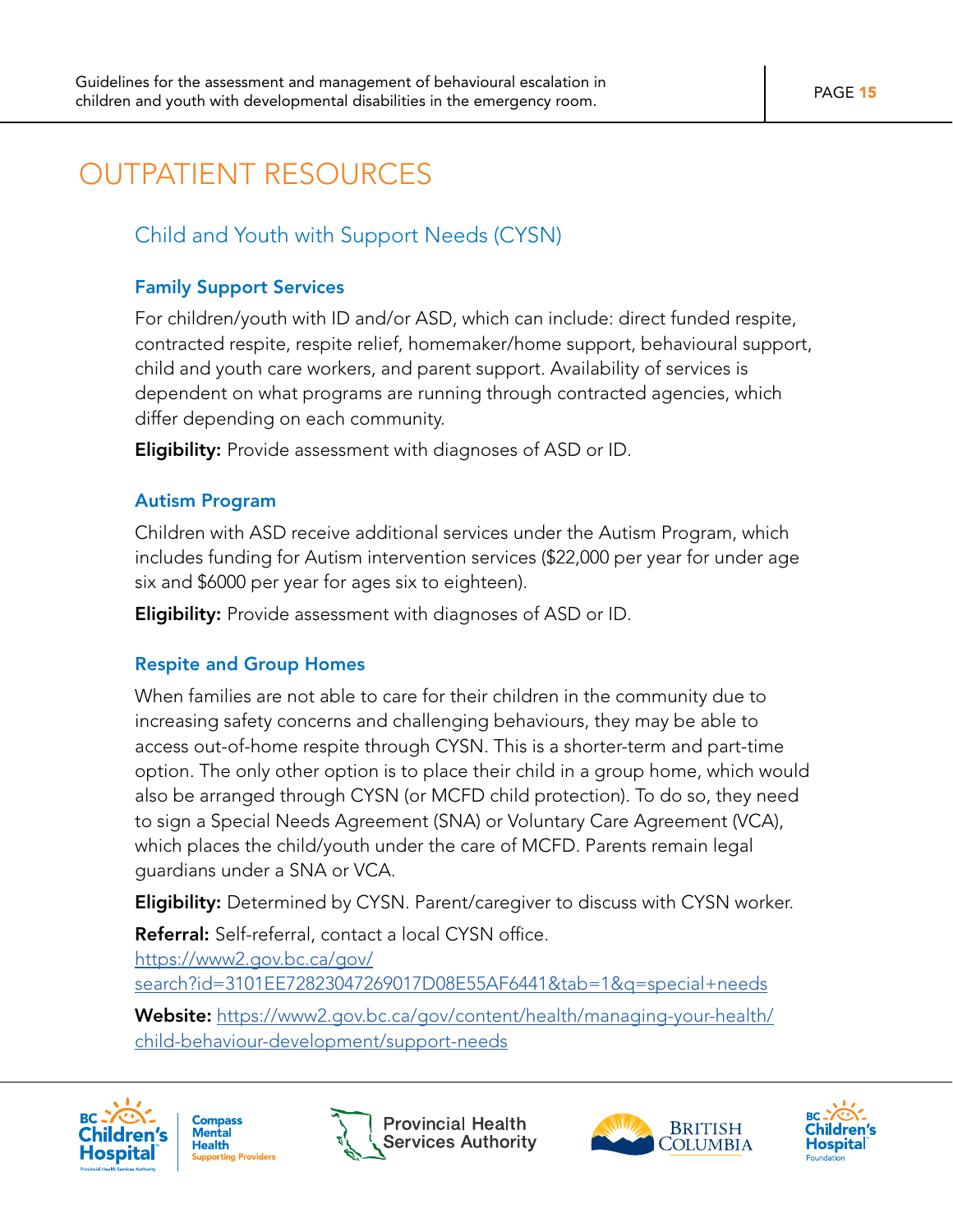# OUTPATIENT RESOURCES

## Child and Youth with Support Needs (CYSN)

### Family Support Services

For children/youth with ID and/or ASD, which can include: direct funded respite, contracted respite, respite relief, homemaker/home support, behavioural support, child and youth care workers, and parent support. Availability of services is dependent on what programs are running through contracted agencies, which differ depending on each community.

**Eligibility:** Provide assessment with diagnoses of ASD or ID.

### Autism Program

Children with ASD receive additional services under the Autism Program, which includes funding for Autism intervention services ($22,000 per year for under age six and $6000 per year for ages six to eighteen).

**Eligibility:** Provide assessment with diagnoses of ASD or ID.

### Respite and Group Homes

When families are not able to care for their children in the community due to increasing safety concerns and challenging behaviours, they may be able to access out-of-home respite through CYSN. This is a shorter-term and part-time option. The only other option is to place their child in a group home, which would also be arranged through CYSN (or MCFD child protection). To do so, they need to sign a Special Needs Agreement (SNA) or Voluntary Care Agreement (VCA), which places the child/youth under the care of MCFD. Parents remain legal guardians under a SNA or VCA.

**Eligibility:** Determined by CYSN. Parent/caregiver to discuss with CYSN worker.

**Referral:** Self-referral, contact a local CYSN office.
https://www2.gov.bc.ca/gov/search?id=3101EE72823047269017D08E55AF6441&tab=1&q=special+needs

**Website:** https://www2.gov.bc.ca/gov/content/health/managing-your-health/child-behaviour-development/support-needs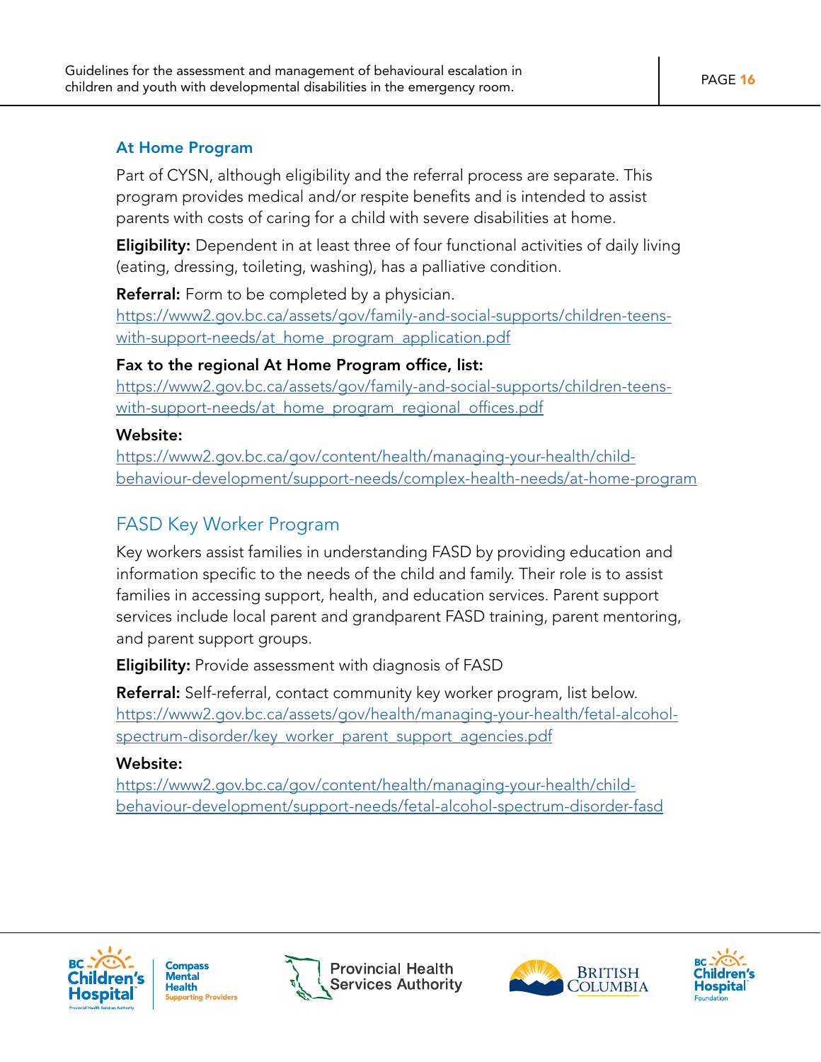### At Home Program

Part of CYSN, although eligibility and the referral process are separate. This program provides medical and/or respite benefits and is intended to assist parents with costs of caring for a child with severe disabilities at home.

**Eligibility:** Dependent in at least three of four functional activities of daily living (eating, dressing, toileting, washing), has a palliative condition.

**Referral:** Form to be completed by a physician.
https://www2.gov.bc.ca/assets/gov/family-and-social-supports/children-teens-with-support-needs/at_home_program_application.pdf

**Fax to the regional At Home Program office, list:**
https://www2.gov.bc.ca/assets/gov/family-and-social-supports/children-teens-with-support-needs/at_home_program_regional_offices.pdf

**Website:**
https://www2.gov.bc.ca/gov/content/health/managing-your-health/child-behaviour-development/support-needs/complex-health-needs/at-home-program

## FASD Key Worker Program

Key workers assist families in understanding FASD by providing education and information specific to the needs of the child and family. Their role is to assist families in accessing support, health, and education services. Parent support services include local parent and grandparent FASD training, parent mentoring, and parent support groups.

**Eligibility:** Provide assessment with diagnosis of FASD

**Referral:** Self-referral, contact community key worker program, list below.
https://www2.gov.bc.ca/assets/gov/health/managing-your-health/fetal-alcohol-spectrum-disorder/key_worker_parent_support_agencies.pdf

**Website:**
https://www2.gov.bc.ca/gov/content/health/managing-your-health/child-behaviour-development/support-needs/fetal-alcohol-spectrum-disorder-fasd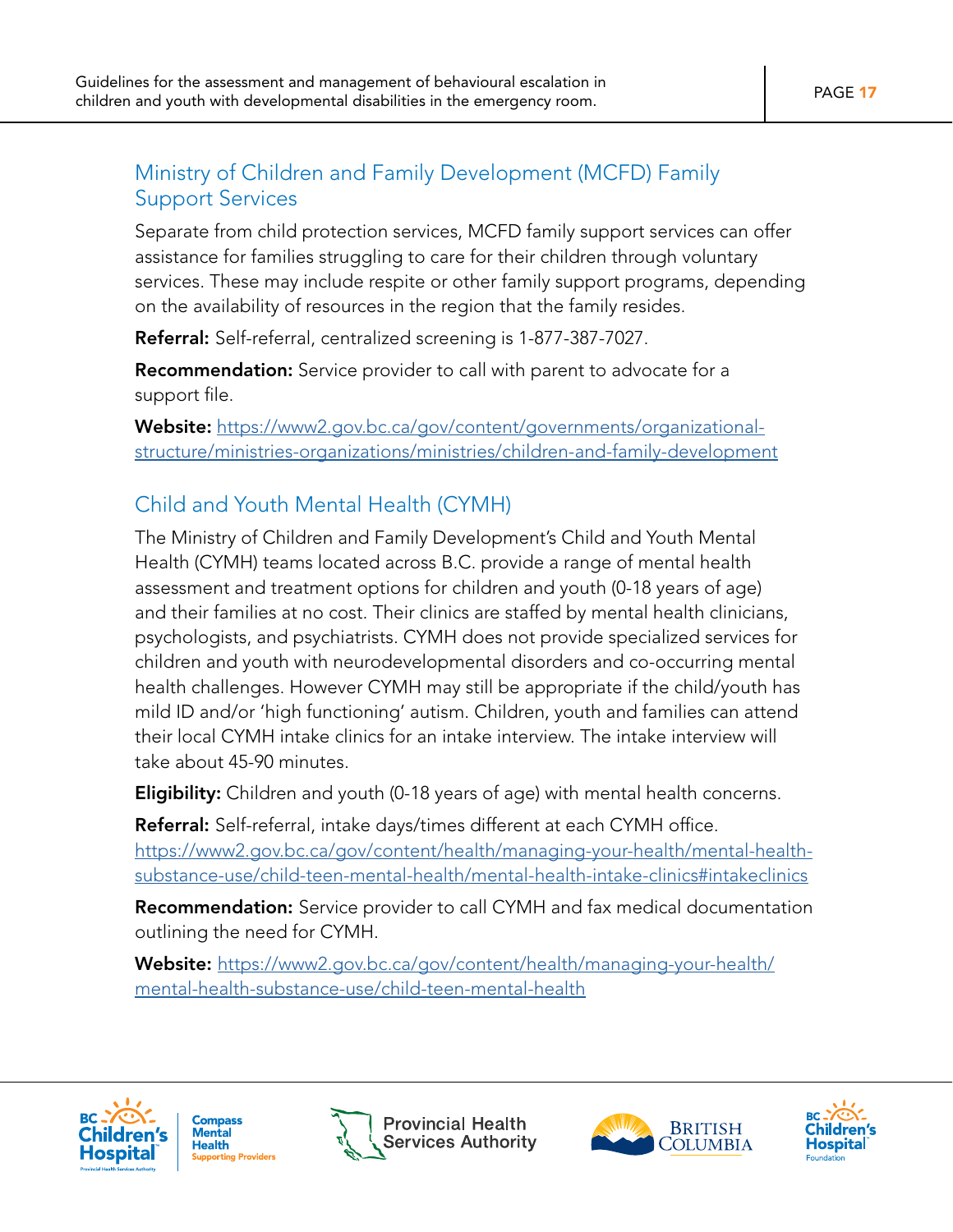## Ministry of Children and Family Development (MCFD) Family Support Services

Separate from child protection services, MCFD family support services can offer assistance for families struggling to care for their children through voluntary services. These may include respite or other family support programs, depending on the availability of resources in the region that the family resides.

**Referral:** Self-referral, centralized screening is 1-877-387-7027.

**Recommendation:** Service provider to call with parent to advocate for a support file.

**Website:** https://www2.gov.bc.ca/gov/content/governments/organizational-structure/ministries-organizations/ministries/children-and-family-development

## Child and Youth Mental Health (CYMH)

The Ministry of Children and Family Development's Child and Youth Mental Health (CYMH) teams located across B.C. provide a range of mental health assessment and treatment options for children and youth (0-18 years of age) and their families at no cost. Their clinics are staffed by mental health clinicians, psychologists, and psychiatrists. CYMH does not provide specialized services for children and youth with neurodevelopmental disorders and co-occurring mental health challenges. However CYMH may still be appropriate if the child/youth has mild ID and/or 'high functioning' autism. Children, youth and families can attend their local CYMH intake clinics for an intake interview. The intake interview will take about 45-90 minutes.

**Eligibility:** Children and youth (0-18 years of age) with mental health concerns.

**Referral:** Self-referral, intake days/times different at each CYMH office. https://www2.gov.bc.ca/gov/content/health/managing-your-health/mental-health-substance-use/child-teen-mental-health/mental-health-intake-clinics#intakeclinics

**Recommendation:** Service provider to call CYMH and fax medical documentation outlining the need for CYMH.

**Website:** https://www2.gov.bc.ca/gov/content/health/managing-your-health/mental-health-substance-use/child-teen-mental-health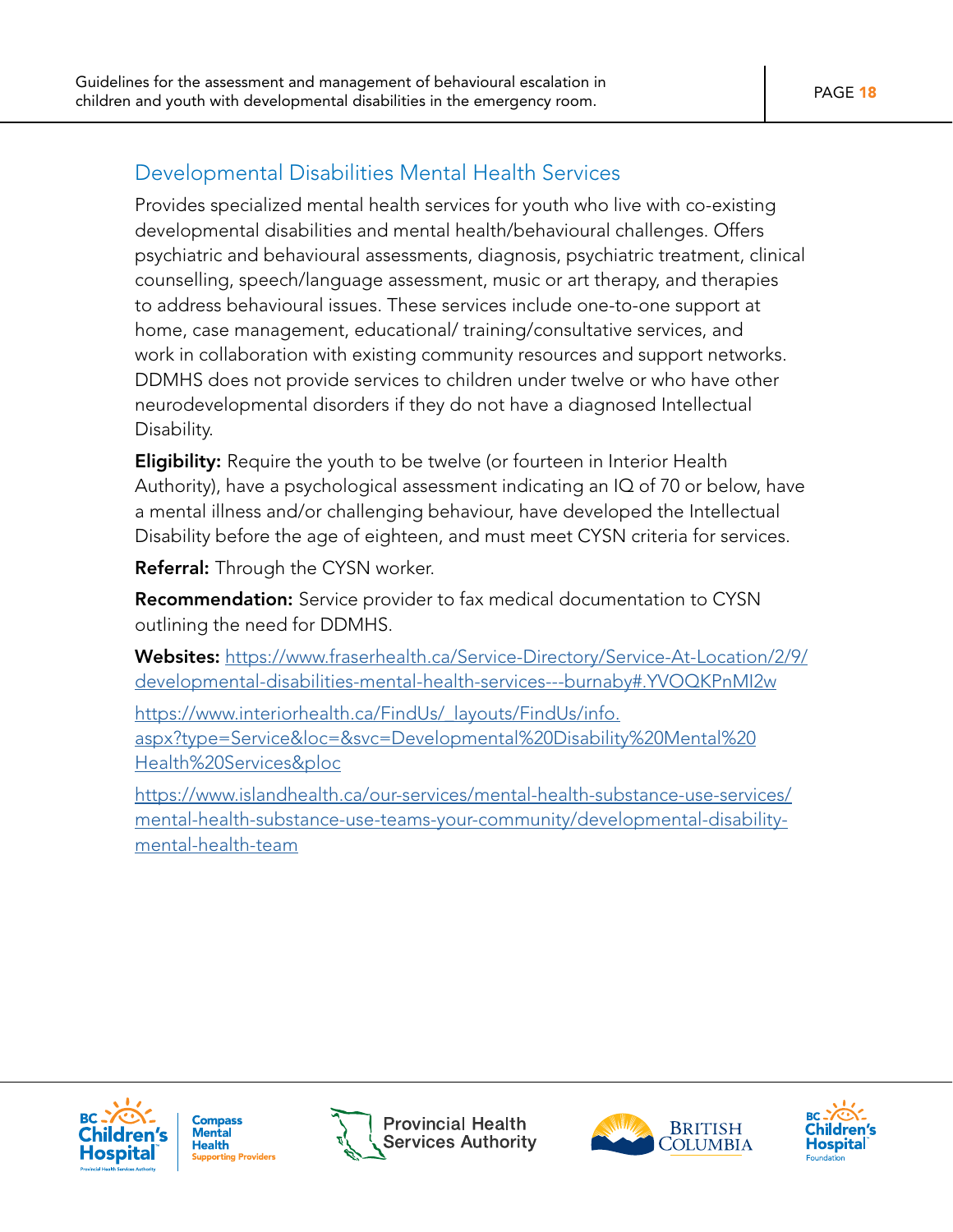## Developmental Disabilities Mental Health Services

Provides specialized mental health services for youth who live with co-existing developmental disabilities and mental health/behavioural challenges. Offers psychiatric and behavioural assessments, diagnosis, psychiatric treatment, clinical counselling, speech/language assessment, music or art therapy, and therapies to address behavioural issues. These services include one-to-one support at home, case management, educational/ training/consultative services, and work in collaboration with existing community resources and support networks. DDMHS does not provide services to children under twelve or who have other neurodevelopmental disorders if they do not have a diagnosed Intellectual Disability.

**Eligibility:** Require the youth to be twelve (or fourteen in Interior Health Authority), have a psychological assessment indicating an IQ of 70 or below, have a mental illness and/or challenging behaviour, have developed the Intellectual Disability before the age of eighteen, and must meet CYSN criteria for services.

**Referral:** Through the CYSN worker.

**Recommendation:** Service provider to fax medical documentation to CYSN outlining the need for DDMHS.

**Websites:** https://www.fraserhealth.ca/Service-Directory/Service-At-Location/2/9/developmental-disabilities-mental-health-services---burnaby#.YVOQKPnMI2w

https://www.interiorhealth.ca/FindUs/_layouts/FindUs/info.aspx?type=Service&loc=&svc=Developmental%20Disability%20Mental%20Health%20Services&ploc

https://www.islandhealth.ca/our-services/mental-health-substance-use-services/mental-health-substance-use-teams-your-community/developmental-disability-mental-health-team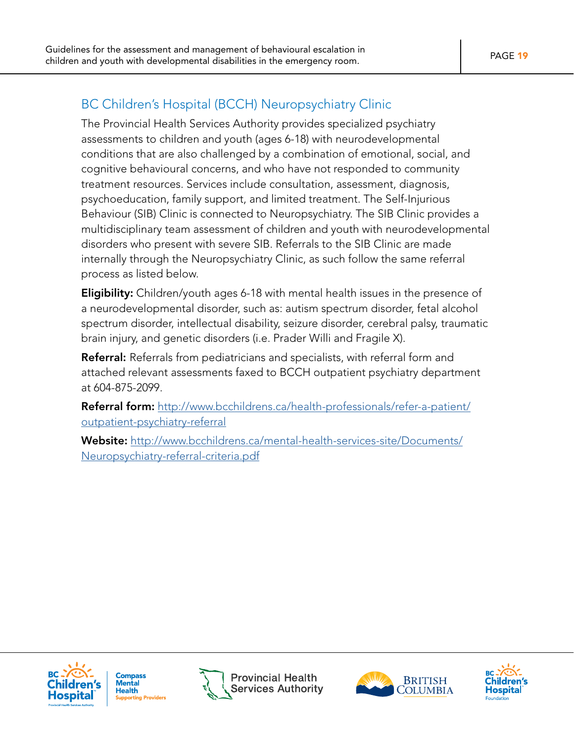## BC Children's Hospital (BCCH) Neuropsychiatry Clinic

The Provincial Health Services Authority provides specialized psychiatry assessments to children and youth (ages 6-18) with neurodevelopmental conditions that are also challenged by a combination of emotional, social, and cognitive behavioural concerns, and who have not responded to community treatment resources. Services include consultation, assessment, diagnosis, psychoeducation, family support, and limited treatment. The Self-Injurious Behaviour (SIB) Clinic is connected to Neuropsychiatry. The SIB Clinic provides a multidisciplinary team assessment of children and youth with neurodevelopmental disorders who present with severe SIB. Referrals to the SIB Clinic are made internally through the Neuropsychiatry Clinic, as such follow the same referral process as listed below.

**Eligibility:** Children/youth ages 6-18 with mental health issues in the presence of a neurodevelopmental disorder, such as: autism spectrum disorder, fetal alcohol spectrum disorder, intellectual disability, seizure disorder, cerebral palsy, traumatic brain injury, and genetic disorders (i.e. Prader Willi and Fragile X).

**Referral:** Referrals from pediatricians and specialists, with referral form and attached relevant assessments faxed to BCCH outpatient psychiatry department at 604-875-2099.

**Referral form:** http://www.bcchildrens.ca/health-professionals/refer-a-patient/outpatient-psychiatry-referral

**Website:** http://www.bcchildrens.ca/mental-health-services-site/Documents/Neuropsychiatry-referral-criteria.pdf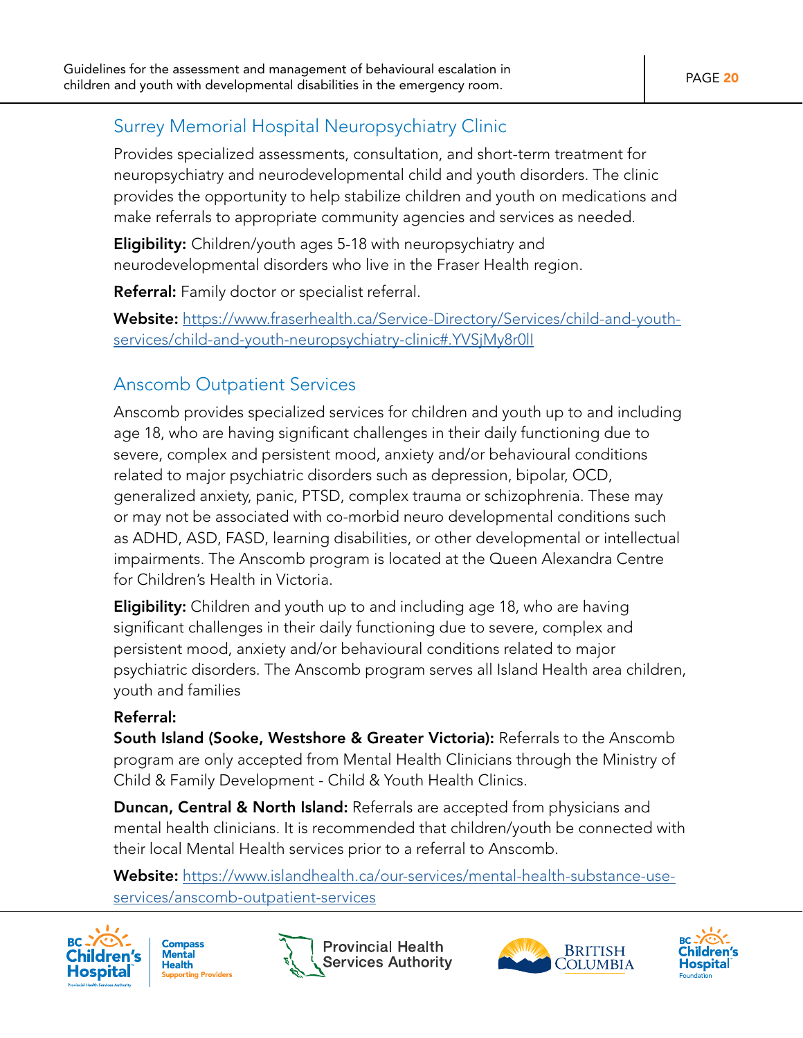## Surrey Memorial Hospital Neuropsychiatry Clinic

Provides specialized assessments, consultation, and short-term treatment for neuropsychiatry and neurodevelopmental child and youth disorders. The clinic provides the opportunity to help stabilize children and youth on medications and make referrals to appropriate community agencies and services as needed.

**Eligibility:** Children/youth ages 5-18 with neuropsychiatry and neurodevelopmental disorders who live in the Fraser Health region.

**Referral:** Family doctor or specialist referral.

**Website:** https://www.fraserhealth.ca/Service-Directory/Services/child-and-youth-services/child-and-youth-neuropsychiatry-clinic#.YVSjMy8r0lI

## Anscomb Outpatient Services

Anscomb provides specialized services for children and youth up to and including age 18, who are having significant challenges in their daily functioning due to severe, complex and persistent mood, anxiety and/or behavioural conditions related to major psychiatric disorders such as depression, bipolar, OCD, generalized anxiety, panic, PTSD, complex trauma or schizophrenia. These may or may not be associated with co-morbid neuro developmental conditions such as ADHD, ASD, FASD, learning disabilities, or other developmental or intellectual impairments. The Anscomb program is located at the Queen Alexandra Centre for Children's Health in Victoria.

**Eligibility:** Children and youth up to and including age 18, who are having significant challenges in their daily functioning due to severe, complex and persistent mood, anxiety and/or behavioural conditions related to major psychiatric disorders. The Anscomb program serves all Island Health area children, youth and families

**Referral:**

**South Island (Sooke, Westshore & Greater Victoria):** Referrals to the Anscomb program are only accepted from Mental Health Clinicians through the Ministry of Child & Family Development - Child & Youth Health Clinics.

**Duncan, Central & North Island:** Referrals are accepted from physicians and mental health clinicians. It is recommended that children/youth be connected with their local Mental Health services prior to a referral to Anscomb.

**Website:** https://www.islandhealth.ca/our-services/mental-health-substance-use-services/anscomb-outpatient-services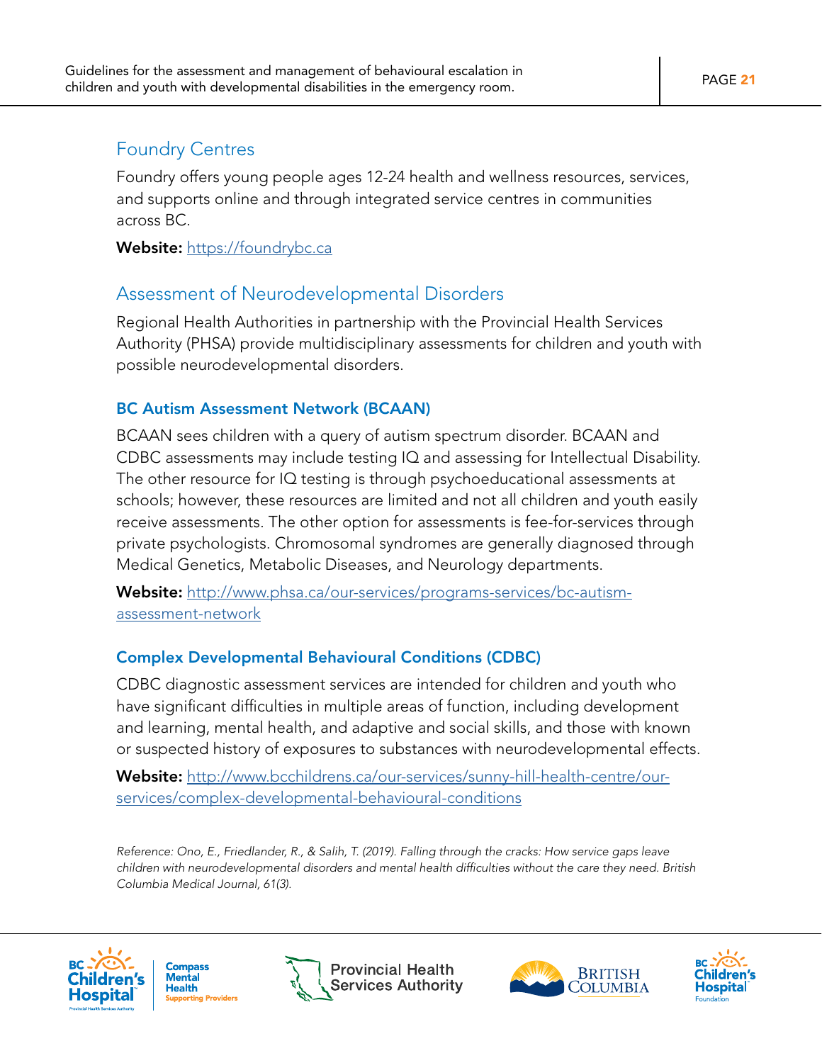## Foundry Centres

Foundry offers young people ages 12-24 health and wellness resources, services, and supports online and through integrated service centres in communities across BC.

**Website:** https://foundrybc.ca

## Assessment of Neurodevelopmental Disorders

Regional Health Authorities in partnership with the Provincial Health Services Authority (PHSA) provide multidisciplinary assessments for children and youth with possible neurodevelopmental disorders.

### BC Autism Assessment Network (BCAAN)

BCAAN sees children with a query of autism spectrum disorder. BCAAN and CDBC assessments may include testing IQ and assessing for Intellectual Disability. The other resource for IQ testing is through psychoeducational assessments at schools; however, these resources are limited and not all children and youth easily receive assessments. The other option for assessments is fee-for-services through private psychologists. Chromosomal syndromes are generally diagnosed through Medical Genetics, Metabolic Diseases, and Neurology departments.

**Website:** http://www.phsa.ca/our-services/programs-services/bc-autism-assessment-network

### Complex Developmental Behavioural Conditions (CDBC)

CDBC diagnostic assessment services are intended for children and youth who have significant difficulties in multiple areas of function, including development and learning, mental health, and adaptive and social skills, and those with known or suspected history of exposures to substances with neurodevelopmental effects.

**Website:** http://www.bcchildrens.ca/our-services/sunny-hill-health-centre/our-services/complex-developmental-behavioural-conditions

*Reference: Ono, E., Friedlander, R., & Salih, T. (2019). Falling through the cracks: How service gaps leave children with neurodevelopmental disorders and mental health difficulties without the care they need. British Columbia Medical Journal, 61(3).*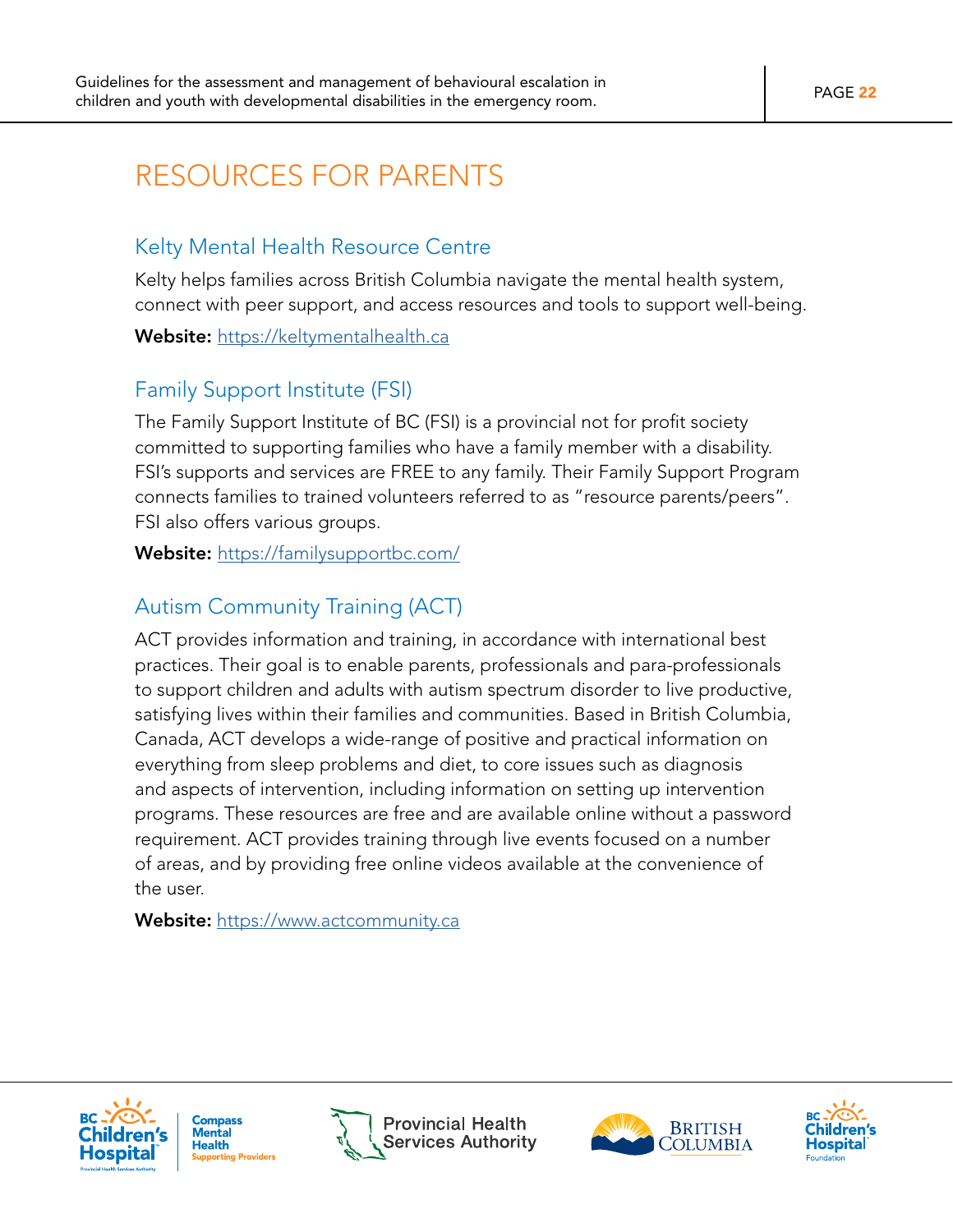# RESOURCES FOR PARENTS

## Kelty Mental Health Resource Centre

Kelty helps families across British Columbia navigate the mental health system, connect with peer support, and access resources and tools to support well-being.

**Website:** https://keltymentalhealth.ca

## Family Support Institute (FSI)

The Family Support Institute of BC (FSI) is a provincial not for profit society committed to supporting families who have a family member with a disability. FSI's supports and services are FREE to any family. Their Family Support Program connects families to trained volunteers referred to as "resource parents/peers". FSI also offers various groups.

**Website:** https://familysupportbc.com/

## Autism Community Training (ACT)

ACT provides information and training, in accordance with international best practices. Their goal is to enable parents, professionals and para-professionals to support children and adults with autism spectrum disorder to live productive, satisfying lives within their families and communities. Based in British Columbia, Canada, ACT develops a wide-range of positive and practical information on everything from sleep problems and diet, to core issues such as diagnosis and aspects of intervention, including information on setting up intervention programs. These resources are free and are available online without a password requirement. ACT provides training through live events focused on a number of areas, and by providing free online videos available at the convenience of the user.

**Website:** https://www.actcommunity.ca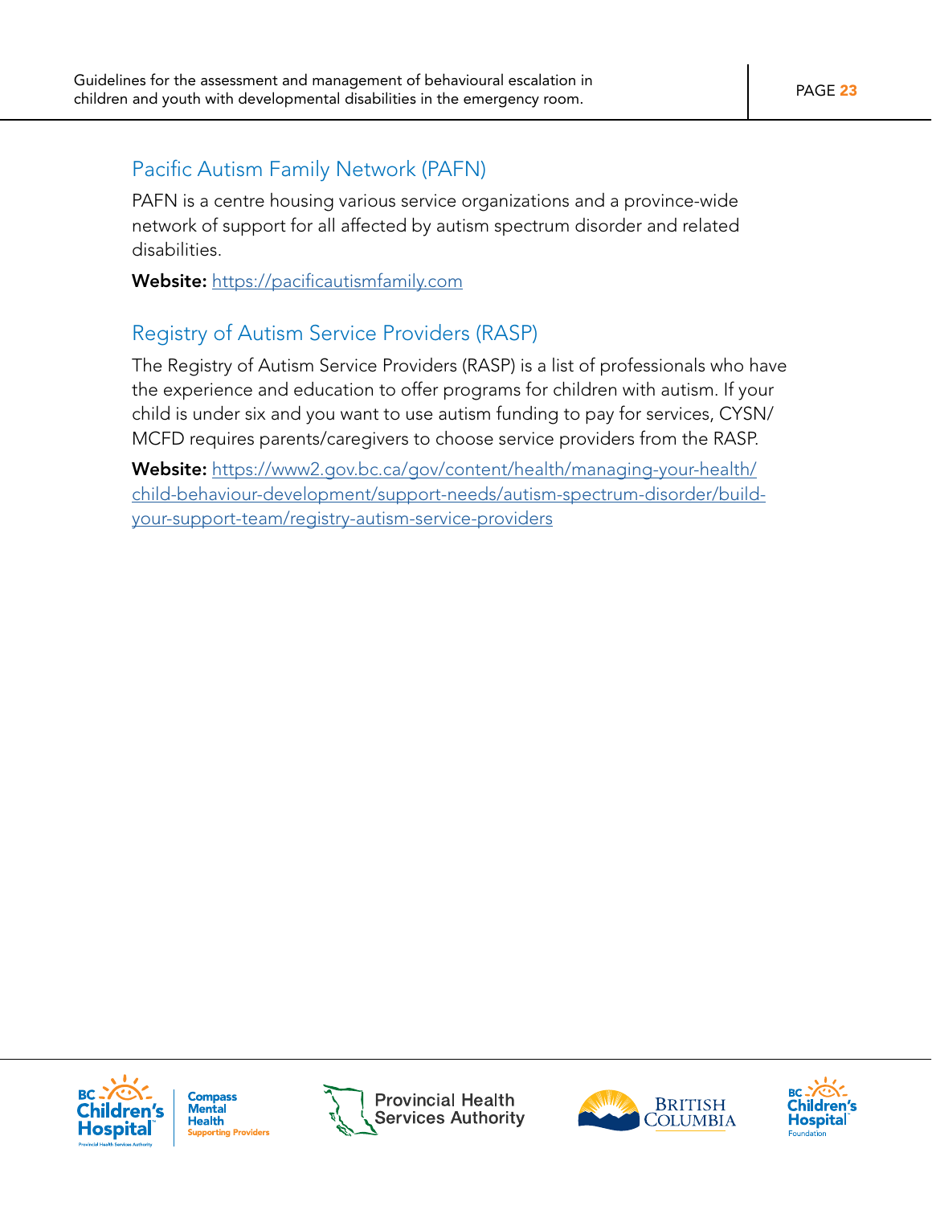## Pacific Autism Family Network (PAFN)

PAFN is a centre housing various service organizations and a province-wide network of support for all affected by autism spectrum disorder and related disabilities.

**Website:** https://pacificautismfamily.com

## Registry of Autism Service Providers (RASP)

The Registry of Autism Service Providers (RASP) is a list of professionals who have the experience and education to offer programs for children with autism. If your child is under six and you want to use autism funding to pay for services, CYSN/MCFD requires parents/caregivers to choose service providers from the RASP.

**Website:** https://www2.gov.bc.ca/gov/content/health/managing-your-health/child-behaviour-development/support-needs/autism-spectrum-disorder/build-your-support-team/registry-autism-service-providers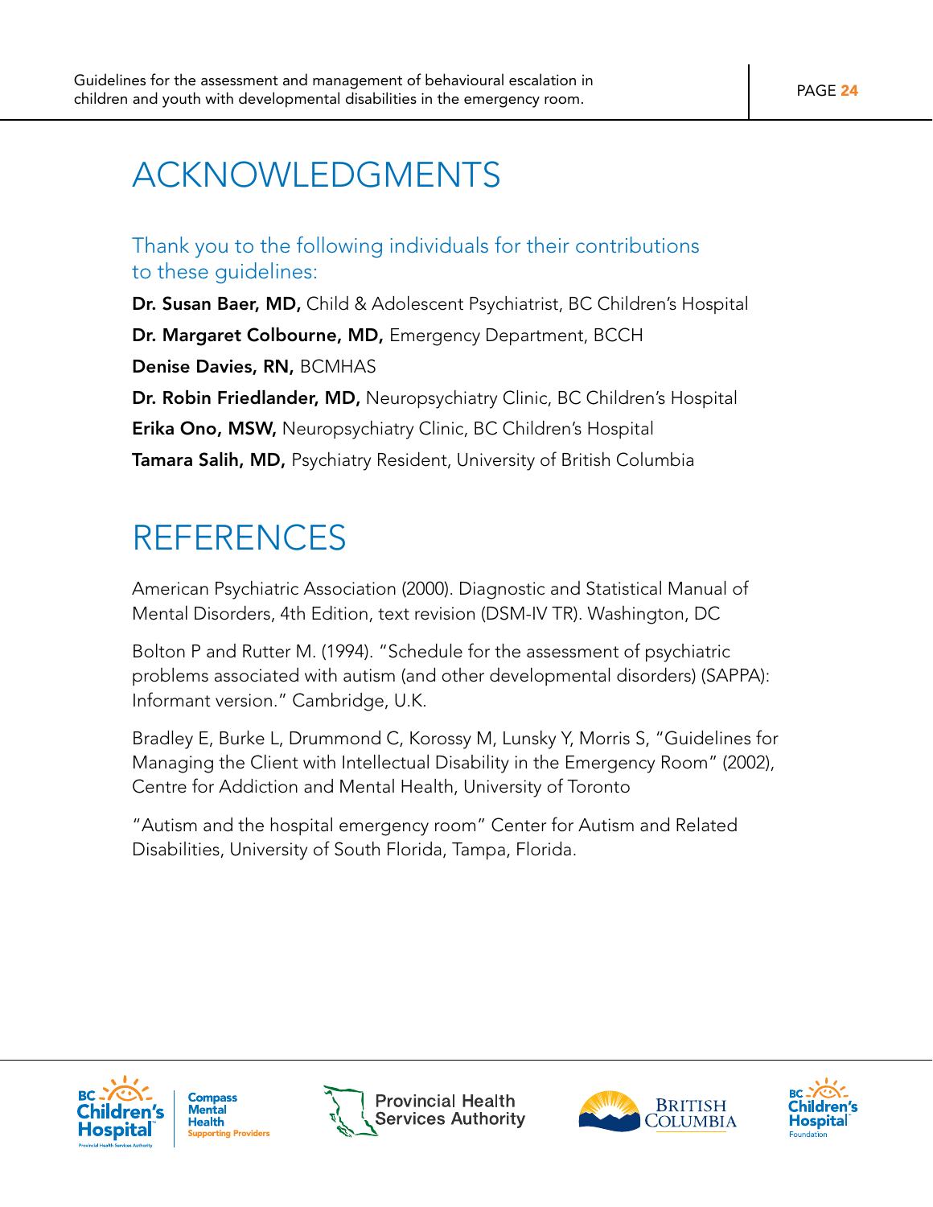# ACKNOWLEDGMENTS

Thank you to the following individuals for their contributions to these guidelines:

**Dr. Susan Baer, MD,** Child & Adolescent Psychiatrist, BC Children's Hospital

**Dr. Margaret Colbourne, MD,** Emergency Department, BCCH

**Denise Davies, RN,** BCMHAS

**Dr. Robin Friedlander, MD,** Neuropsychiatry Clinic, BC Children's Hospital

**Erika Ono, MSW,** Neuropsychiatry Clinic, BC Children's Hospital

**Tamara Salih, MD,** Psychiatry Resident, University of British Columbia

# REFERENCES

American Psychiatric Association (2000). Diagnostic and Statistical Manual of Mental Disorders, 4th Edition, text revision (DSM-IV TR). Washington, DC

Bolton P and Rutter M. (1994). "Schedule for the assessment of psychiatric problems associated with autism (and other developmental disorders) (SAPPA): Informant version." Cambridge, U.K.

Bradley E, Burke L, Drummond C, Korossy M, Lunsky Y, Morris S, "Guidelines for Managing the Client with Intellectual Disability in the Emergency Room" (2002), Centre for Addiction and Mental Health, University of Toronto

"Autism and the hospital emergency room" Center for Autism and Related Disabilities, University of South Florida, Tampa, Florida.